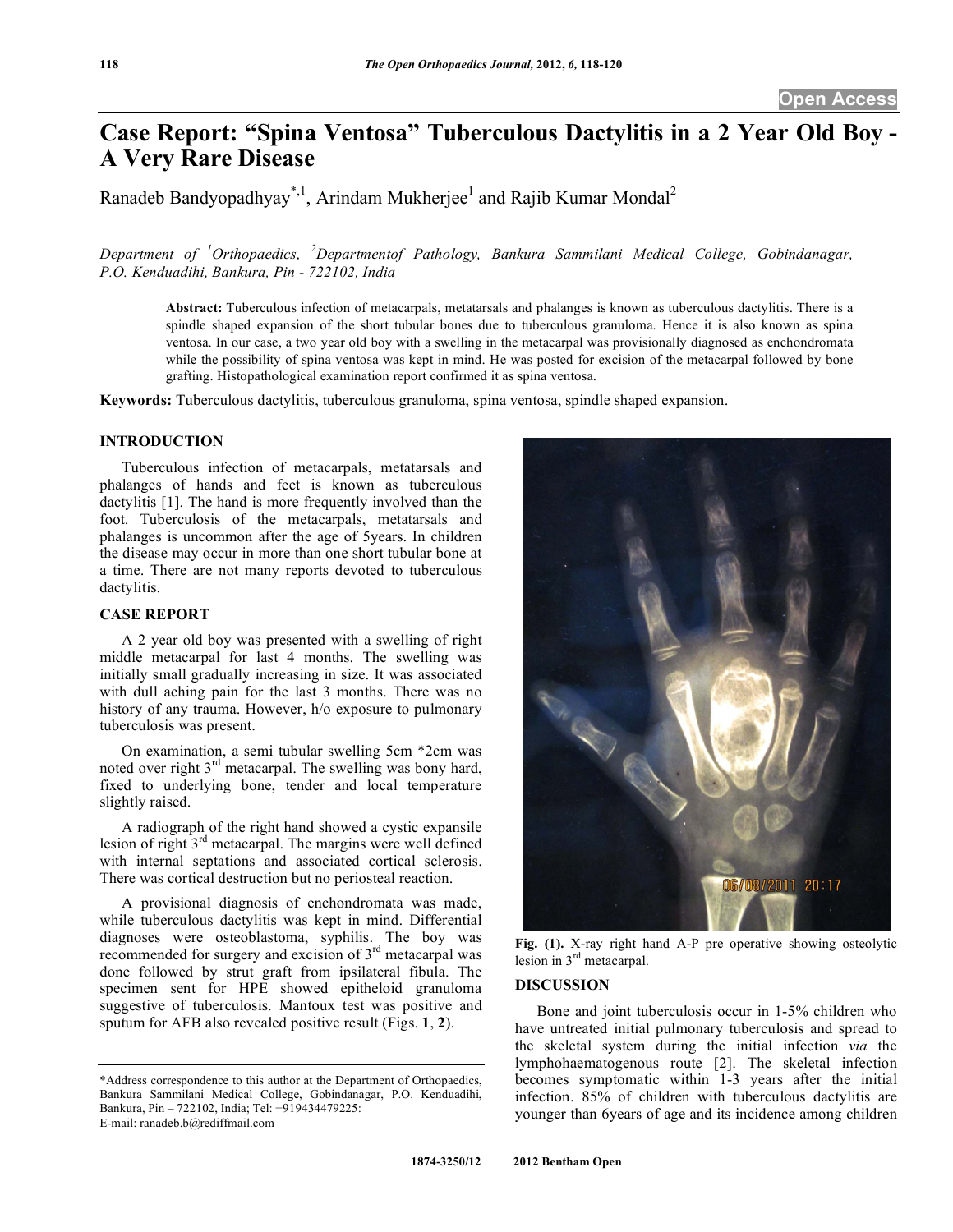Open Access

# Case Report: "Spina Ventosa" Tuberculous Dactylitis in a 2 Year Old Boy - A Very Rare Disease

Ranadeb Bandyopadhyay[*,1], Arindam Mukherjee[1] and Rajib Kumar Mondal[2]

*Department of [1]Orthopaedics, [2]Departmentof Pathology, Bankura Sammilani Medical College, Gobindanagar, P.O. Kenduadihi, Bankura, Pin - 722102, India*

**Abstract:** Tuberculous infection of metacarpals, metatarsals and phalanges is known as tuberculous dactylitis. There is a spindle shaped expansion of the short tubular bones due to tuberculous granuloma. Hence it is also known as spina ventosa. In our case, a two year old boy with a swelling in the metacarpal was provisionally diagnosed as enchondromata while the possibility of spina ventosa was kept in mind. He was posted for excision of the metacarpal followed by bone grafting. Histopathological examination report confirmed it as spina ventosa.

**Keywords:** Tuberculous dactylitis, tuberculous granuloma, spina ventosa, spindle shaped expansion.

## INTRODUCTION

Tuberculous infection of metacarpals, metatarsals and phalanges of hands and feet is known as tuberculous dactylitis [1]. The hand is more frequently involved than the foot. Tuberculosis of the metacarpals, metatarsals and phalanges is uncommon after the age of 5years. In children the disease may occur in more than one short tubular bone at a time. There are not many reports devoted to tuberculous dactylitis.

## CASE REPORT

A 2 year old boy was presented with a swelling of right middle metacarpal for last 4 months. The swelling was initially small gradually increasing in size. It was associated with dull aching pain for the last 3 months. There was no history of any trauma. However, h/o exposure to pulmonary tuberculosis was present.

On examination, a semi tubular swelling 5cm *2cm was noted over right 3rd metacarpal. The swelling was bony hard, fixed to underlying bone, tender and local temperature slightly raised.

A radiograph of the right hand showed a cystic expansile lesion of right 3rd metacarpal. The margins were well defined with internal septations and associated cortical sclerosis. There was cortical destruction but no periosteal reaction.

A provisional diagnosis of enchondromata was made, while tuberculous dactylitis was kept in mind. Differential diagnoses were osteoblastoma, syphilis. The boy was recommended for surgery and excision of 3rd metacarpal was done followed by strut graft from ipsilateral fibula. The specimen sent for HPE showed epitheloid granuloma suggestive of tuberculosis. Mantoux test was positive and sputum for AFB also revealed positive result (Figs. **1**, **2**).

Fig. (1). X-ray right hand A-P pre operative showing osteolytic lesion in 3rd metacarpal.

## DISCUSSION

Bone and joint tuberculosis occur in 1-5% children who have untreated initial pulmonary tuberculosis and spread to the skeletal system during the initial infection *via* the lymphohaematogenous route [2]. The skeletal infection becomes symptomatic within 1-3 years after the initial infection. 85% of children with tuberculous dactylitis are younger than 6years of age and its incidence among children

*Address correspondence to this author at the Department of Orthopaedics, Bankura Sammilani Medical College, Gobindanagar, P.O. Kenduadihi, Bankura, Pin – 722102, India; Tel: +919434479225: E-mail: ranadeb.b@rediffmail.com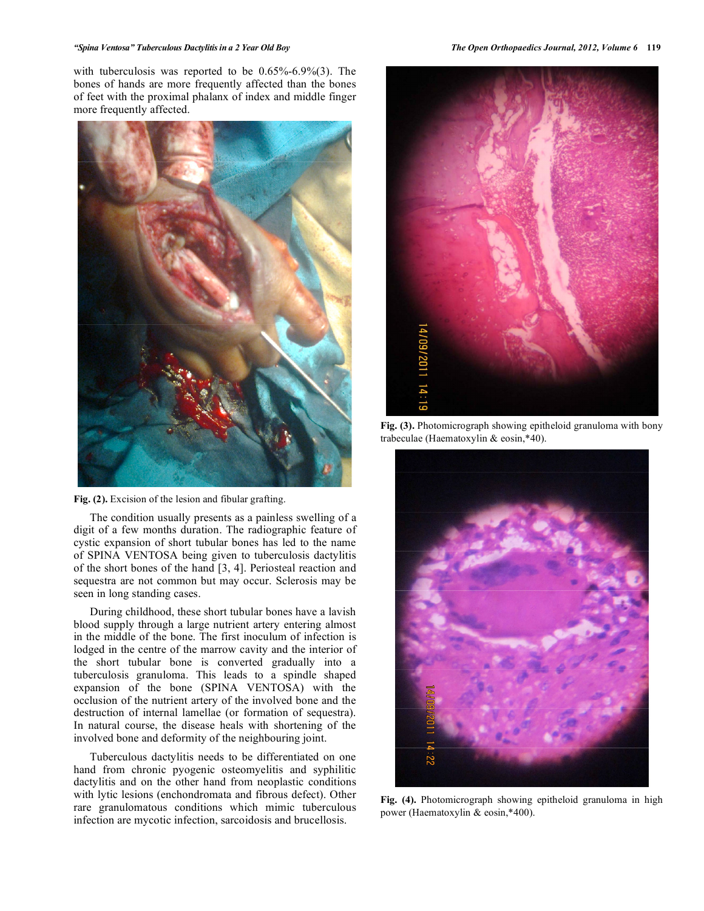with tuberculosis was reported to be 0.65%-6.9%(3). The bones of hands are more frequently affected than the bones of feet with the proximal phalanx of index and middle finger more frequently affected.

**Fig. (2).** Excision of the lesion and fibular grafting.

The condition usually presents as a painless swelling of a digit of a few months duration. The radiographic feature of cystic expansion of short tubular bones has led to the name of SPINA VENTOSA being given to tuberculosis dactylitis of the short bones of the hand [3, 4]. Periosteal reaction and sequestra are not common but may occur. Sclerosis may be seen in long standing cases.

During childhood, these short tubular bones have a lavish blood supply through a large nutrient artery entering almost in the middle of the bone. The first inoculum of infection is lodged in the centre of the marrow cavity and the interior of the short tubular bone is converted gradually into a tuberculosis granuloma. This leads to a spindle shaped expansion of the bone (SPINA VENTOSA) with the occlusion of the nutrient artery of the involved bone and the destruction of internal lamellae (or formation of sequestra). In natural course, the disease heals with shortening of the involved bone and deformity of the neighbouring joint.

Tuberculous dactylitis needs to be differentiated on one hand from chronic pyogenic osteomyelitis and syphilitic dactylitis and on the other hand from neoplastic conditions with lytic lesions (enchondromata and fibrous defect). Other rare granulomatous conditions which mimic tuberculous infection are mycotic infection, sarcoidosis and brucellosis.

**Fig. (3).** Photomicrograph showing epitheloid granuloma with bony trabeculae (Haematoxylin & eosin,*40).

**Fig. (4).** Photomicrograph showing epitheloid granuloma in high power (Haematoxylin & eosin,*400).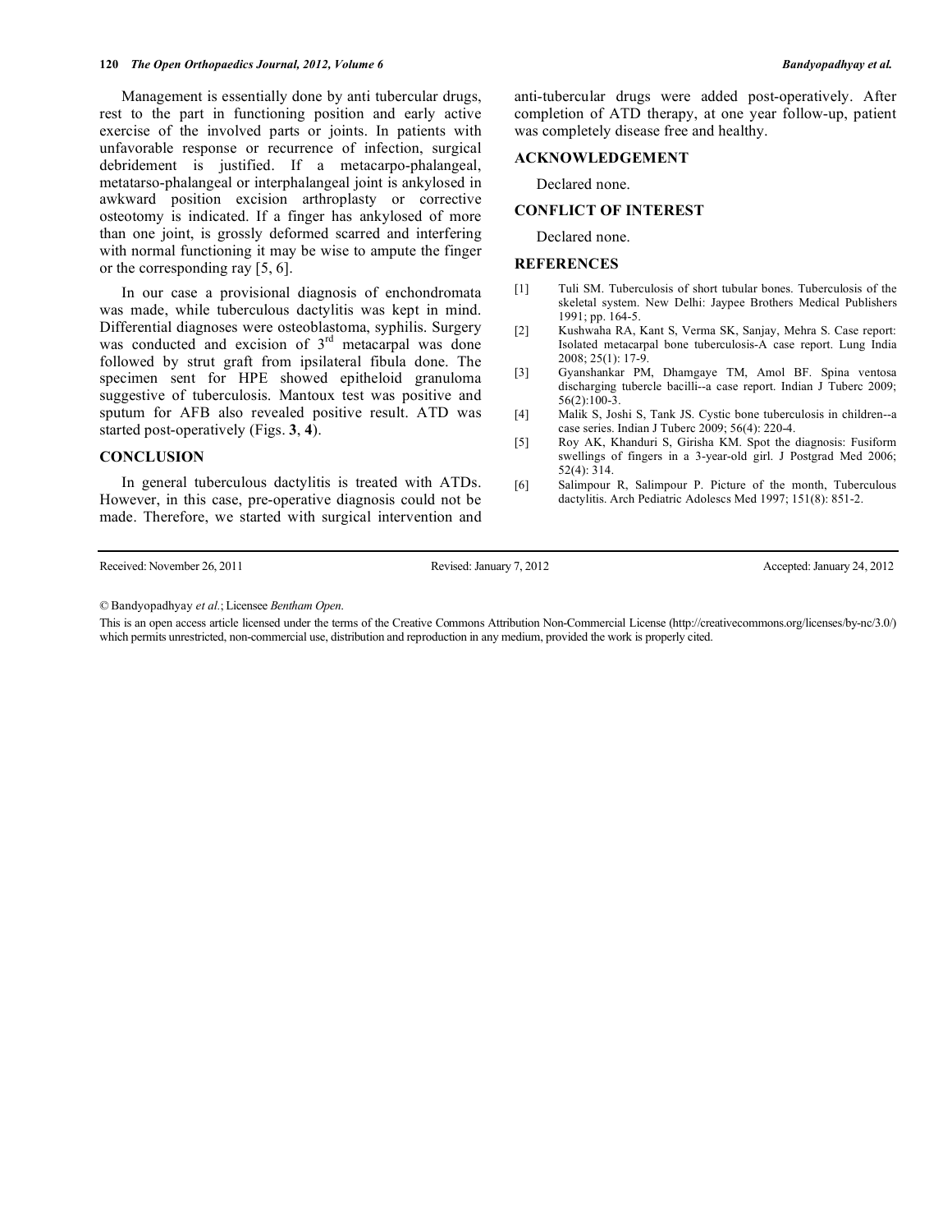Management is essentially done by anti tubercular drugs, rest to the part in functioning position and early active exercise of the involved parts or joints. In patients with unfavorable response or recurrence of infection, surgical debridement is justified. If a metacarpo-phalangeal, metatarso-phalangeal or interphalangeal joint is ankylosed in awkward position excision arthroplasty or corrective osteotomy is indicated. If a finger has ankylosed of more than one joint, is grossly deformed scarred and interfering with normal functioning it may be wise to ampute the finger or the corresponding ray [5, 6].

In our case a provisional diagnosis of enchondromata was made, while tuberculous dactylitis was kept in mind. Differential diagnoses were osteoblastoma, syphilis. Surgery was conducted and excision of 3rd metacarpal was done followed by strut graft from ipsilateral fibula done. The specimen sent for HPE showed epitheloid granuloma suggestive of tuberculosis. Mantoux test was positive and sputum for AFB also revealed positive result. ATD was started post-operatively (Figs. **3**, **4**).

## CONCLUSION

In general tuberculous dactylitis is treated with ATDs. However, in this case, pre-operative diagnosis could not be made. Therefore, we started with surgical intervention and anti-tubercular drugs were added post-operatively. After completion of ATD therapy, at one year follow-up, patient was completely disease free and healthy.

## ACKNOWLEDGEMENT

Declared none.

## CONFLICT OF INTEREST

Declared none.

## REFERENCES

[1] Tuli SM. Tuberculosis of short tubular bones. Tuberculosis of the skeletal system. New Delhi: Jaypee Brothers Medical Publishers 1991; pp. 164-5.

[2] Kushwaha RA, Kant S, Verma SK, Sanjay, Mehra S. Case report: Isolated metacarpal bone tuberculosis-A case report. Lung India 2008; 25(1): 17-9.

[3] Gyanshankar PM, Dhamgaye TM, Amol BF. Spina ventosa discharging tubercle bacilli--a case report. Indian J Tuberc 2009; 56(2):100-3.

[4] Malik S, Joshi S, Tank JS. Cystic bone tuberculosis in children--a case series. Indian J Tuberc 2009; 56(4): 220-4.

[5] Roy AK, Khanduri S, Girisha KM. Spot the diagnosis: Fusiform swellings of fingers in a 3-year-old girl. J Postgrad Med 2006; 52(4): 314.

[6] Salimpour R, Salimpour P. Picture of the month, Tuberculous dactylitis. Arch Pediatric Adolescs Med 1997; 151(8): 851-2.

Received: November 26, 2011 Revised: January 7, 2012 Accepted: January 24, 2012

© Bandyopadhyay *et al.*; Licensee *Bentham Open*.

This is an open access article licensed under the terms of the Creative Commons Attribution Non-Commercial License (http://creativecommons.org/licenses/by-nc/3.0/) which permits unrestricted, non-commercial use, distribution and reproduction in any medium, provided the work is properly cited.